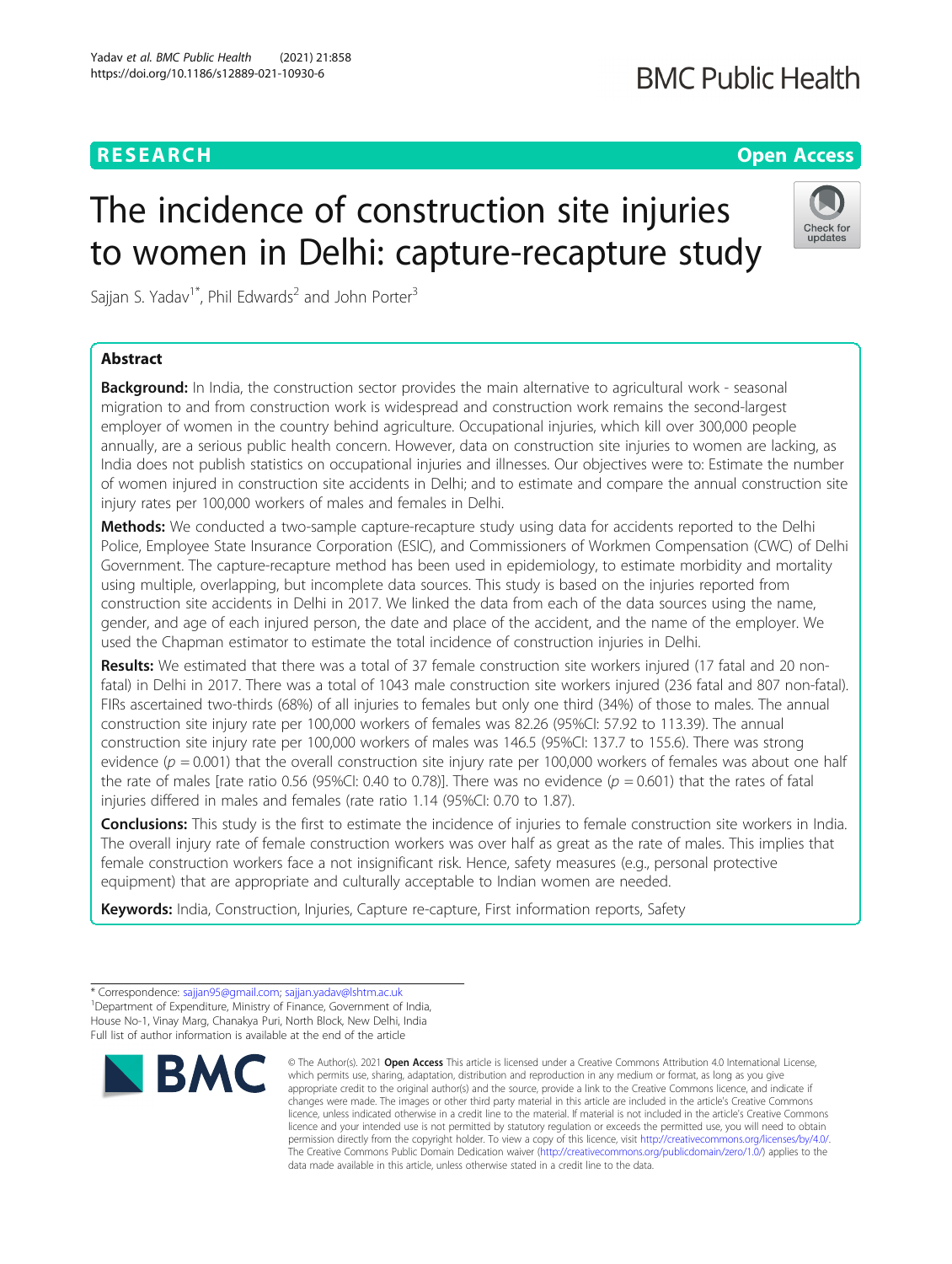**RESEARCH** **Open Access**

# The incidence of construction site injuries to women in Delhi: capture-recapture study

Sajjan S. Yadav[1*], Phil Edwards[2] and John Porter[3]

## Abstract

**Background:** In India, the construction sector provides the main alternative to agricultural work - seasonal migration to and from construction work is widespread and construction work remains the second-largest employer of women in the country behind agriculture. Occupational injuries, which kill over 300,000 people annually, are a serious public health concern. However, data on construction site injuries to women are lacking, as India does not publish statistics on occupational injuries and illnesses. Our objectives were to: Estimate the number of women injured in construction site accidents in Delhi; and to estimate and compare the annual construction site injury rates per 100,000 workers of males and females in Delhi.

**Methods:** We conducted a two-sample capture-recapture study using data for accidents reported to the Delhi Police, Employee State Insurance Corporation (ESIC), and Commissioners of Workmen Compensation (CWC) of Delhi Government. The capture-recapture method has been used in epidemiology, to estimate morbidity and mortality using multiple, overlapping, but incomplete data sources. This study is based on the injuries reported from construction site accidents in Delhi in 2017. We linked the data from each of the data sources using the name, gender, and age of each injured person, the date and place of the accident, and the name of the employer. We used the Chapman estimator to estimate the total incidence of construction injuries in Delhi.

**Results:** We estimated that there was a total of 37 female construction site workers injured (17 fatal and 20 non-fatal) in Delhi in 2017. There was a total of 1043 male construction site workers injured (236 fatal and 807 non-fatal). FIRs ascertained two-thirds (68%) of all injuries to females but only one third (34%) of those to males. The annual construction site injury rate per 100,000 workers of females was 82.26 (95%CI: 57.92 to 113.39). The annual construction site injury rate per 100,000 workers of males was 146.5 (95%CI: 137.7 to 155.6). There was strong evidence ($p = 0.001$) that the overall construction site injury rate per 100,000 workers of females was about one half the rate of males [rate ratio 0.56 (95%CI: 0.40 to 0.78)]. There was no evidence ($p = 0.601$) that the rates of fatal injuries differed in males and females (rate ratio 1.14 (95%CI: 0.70 to 1.87).

**Conclusions:** This study is the first to estimate the incidence of injuries to female construction site workers in India. The overall injury rate of female construction workers was over half as great as the rate of males. This implies that female construction workers face a not insignificant risk. Hence, safety measures (e.g., personal protective equipment) that are appropriate and culturally acceptable to Indian women are needed.

**Keywords:** India, Construction, Injuries, Capture re-capture, First information reports, Safety

---

\* Correspondence: sajjan95@gmail.com; sajjan.yadav@lshtm.ac.uk
[1]Department of Expenditure, Ministry of Finance, Government of India, House No-1, Vinay Marg, Chanakya Puri, North Block, New Delhi, India
Full list of author information is available at the end of the article

© The Author(s). 2021 **Open Access** This article is licensed under a Creative Commons Attribution 4.0 International License, which permits use, sharing, adaptation, distribution and reproduction in any medium or format, as long as you give appropriate credit to the original author(s) and the source, provide a link to the Creative Commons licence, and indicate if changes were made. The images or other third party material in this article are included in the article's Creative Commons licence, unless indicated otherwise in a credit line to the material. If material is not included in the article's Creative Commons licence and your intended use is not permitted by statutory regulation or exceeds the permitted use, you will need to obtain permission directly from the copyright holder. To view a copy of this licence, visit http://creativecommons.org/licenses/by/4.0/. The Creative Commons Public Domain Dedication waiver (http://creativecommons.org/publicdomain/zero/1.0/) applies to the data made available in this article, unless otherwise stated in a credit line to the data.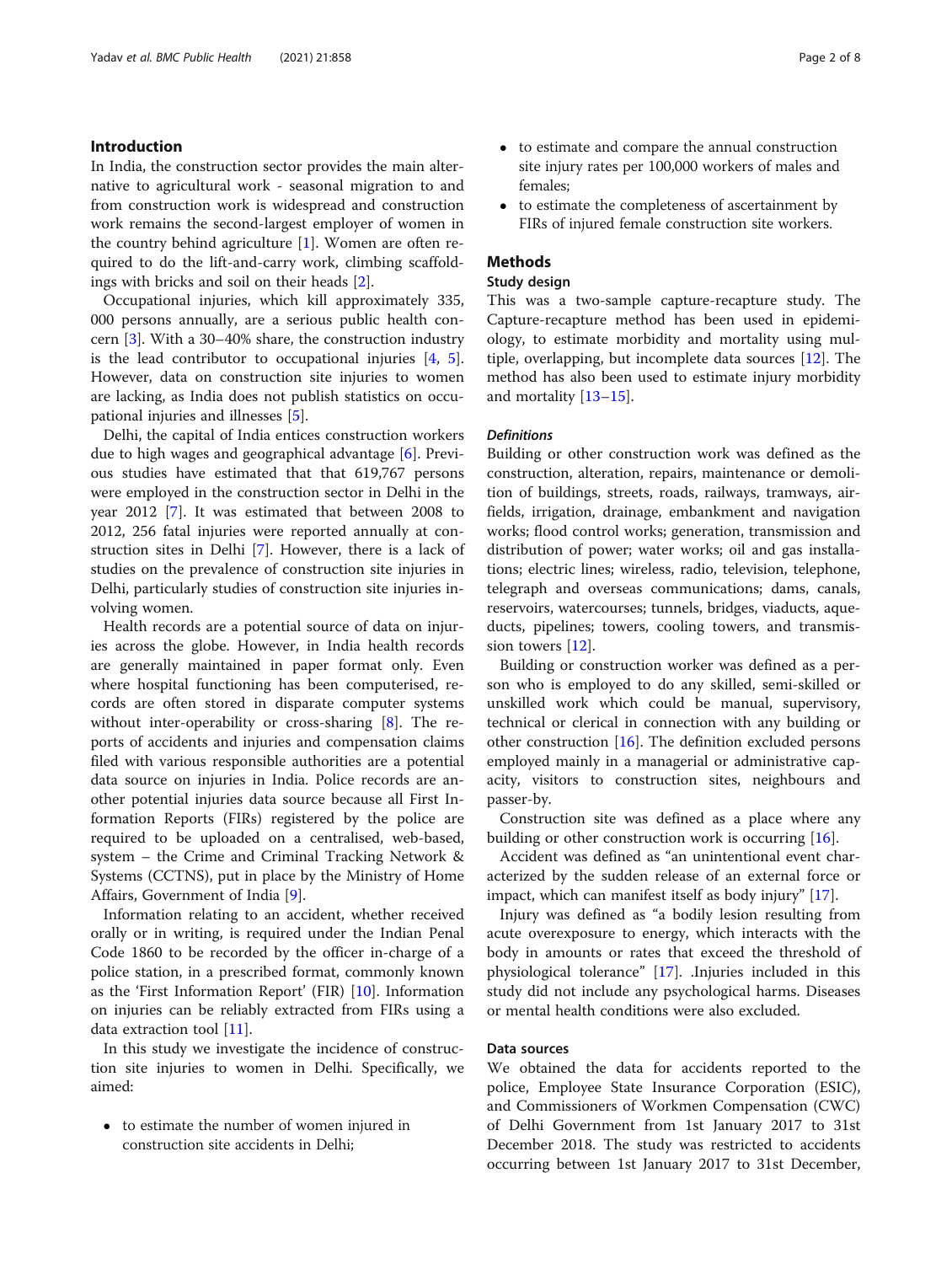## Introduction

In India, the construction sector provides the main alternative to agricultural work - seasonal migration to and from construction work is widespread and construction work remains the second-largest employer of women in the country behind agriculture [1]. Women are often required to do the lift-and-carry work, climbing scaffoldings with bricks and soil on their heads [2].

Occupational injuries, which kill approximately 335, 000 persons annually, are a serious public health concern [3]. With a 30–40% share, the construction industry is the lead contributor to occupational injuries [4, 5]. However, data on construction site injuries to women are lacking, as India does not publish statistics on occupational injuries and illnesses [5].

Delhi, the capital of India entices construction workers due to high wages and geographical advantage [6]. Previous studies have estimated that that 619,767 persons were employed in the construction sector in Delhi in the year 2012 [7]. It was estimated that between 2008 to 2012, 256 fatal injuries were reported annually at construction sites in Delhi [7]. However, there is a lack of studies on the prevalence of construction site injuries in Delhi, particularly studies of construction site injuries involving women.

Health records are a potential source of data on injuries across the globe. However, in India health records are generally maintained in paper format only. Even where hospital functioning has been computerised, records are often stored in disparate computer systems without inter-operability or cross-sharing [8]. The reports of accidents and injuries and compensation claims filed with various responsible authorities are a potential data source on injuries in India. Police records are another potential injuries data source because all First Information Reports (FIRs) registered by the police are required to be uploaded on a centralised, web-based, system – the Crime and Criminal Tracking Network & Systems (CCTNS), put in place by the Ministry of Home Affairs, Government of India [9].

Information relating to an accident, whether received orally or in writing, is required under the Indian Penal Code 1860 to be recorded by the officer in-charge of a police station, in a prescribed format, commonly known as the 'First Information Report' (FIR) [10]. Information on injuries can be reliably extracted from FIRs using a data extraction tool [11].

In this study we investigate the incidence of construction site injuries to women in Delhi. Specifically, we aimed:

- to estimate the number of women injured in construction site accidents in Delhi;
- to estimate and compare the annual construction site injury rates per 100,000 workers of males and females;
- to estimate the completeness of ascertainment by FIRs of injured female construction site workers.

## Methods

### Study design

This was a two-sample capture-recapture study. The Capture-recapture method has been used in epidemiology, to estimate morbidity and mortality using multiple, overlapping, but incomplete data sources [12]. The method has also been used to estimate injury morbidity and mortality [13–15].

#### *Definitions*

Building or other construction work was defined as the construction, alteration, repairs, maintenance or demolition of buildings, streets, roads, railways, tramways, airfields, irrigation, drainage, embankment and navigation works; flood control works; generation, transmission and distribution of power; water works; oil and gas installations; electric lines; wireless, radio, television, telephone, telegraph and overseas communications; dams, canals, reservoirs, watercourses; tunnels, bridges, viaducts, aqueducts, pipelines; towers, cooling towers, and transmission towers [12].

Building or construction worker was defined as a person who is employed to do any skilled, semi-skilled or unskilled work which could be manual, supervisory, technical or clerical in connection with any building or other construction [16]. The definition excluded persons employed mainly in a managerial or administrative capacity, visitors to construction sites, neighbours and passer-by.

Construction site was defined as a place where any building or other construction work is occurring [16].

Accident was defined as "an unintentional event characterized by the sudden release of an external force or impact, which can manifest itself as body injury" [17].

Injury was defined as "a bodily lesion resulting from acute overexposure to energy, which interacts with the body in amounts or rates that exceed the threshold of physiological tolerance" [17]. .Injuries included in this study did not include any psychological harms. Diseases or mental health conditions were also excluded.

### Data sources

We obtained the data for accidents reported to the police, Employee State Insurance Corporation (ESIC), and Commissioners of Workmen Compensation (CWC) of Delhi Government from 1st January 2017 to 31st December 2018. The study was restricted to accidents occurring between 1st January 2017 to 31st December,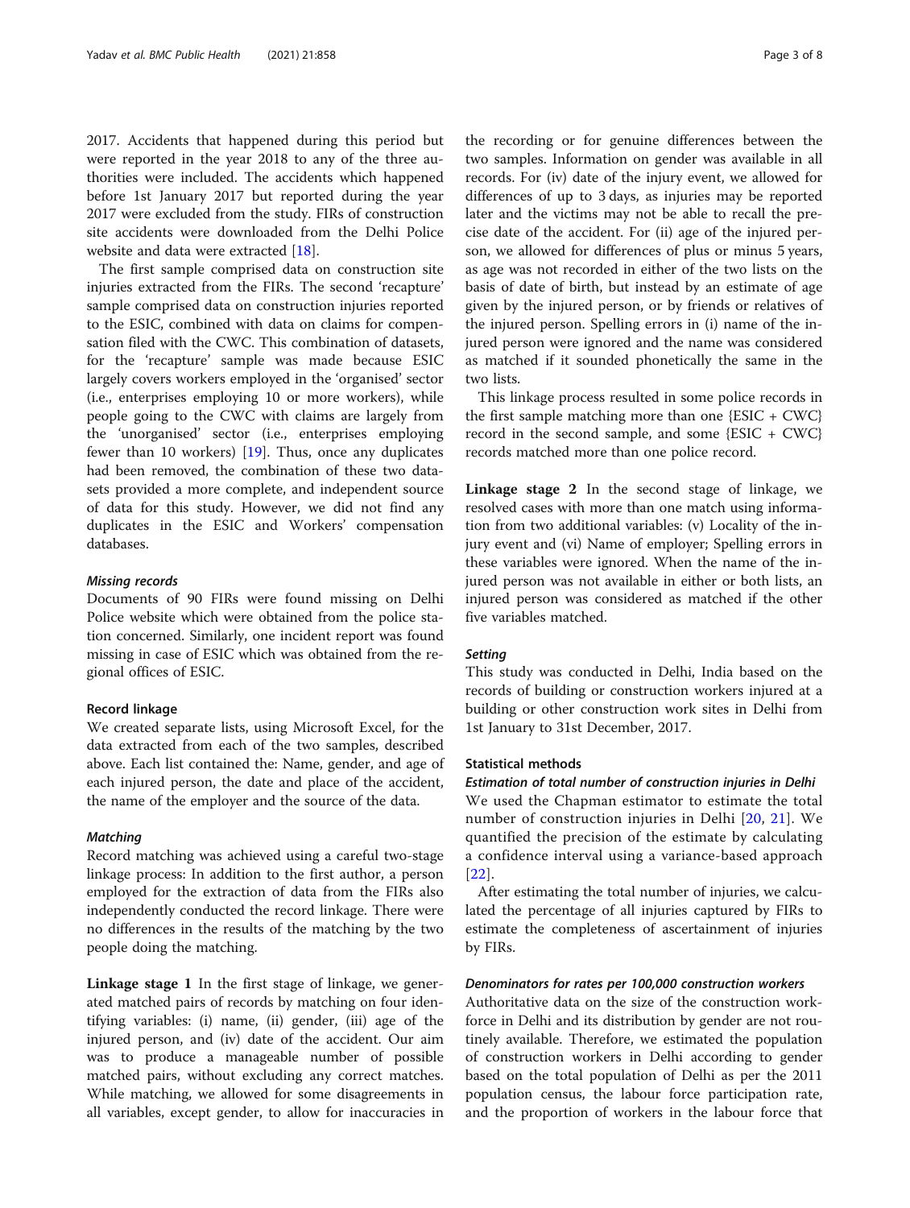2017. Accidents that happened during this period but were reported in the year 2018 to any of the three authorities were included. The accidents which happened before 1st January 2017 but reported during the year 2017 were excluded from the study. FIRs of construction site accidents were downloaded from the Delhi Police website and data were extracted [18].

The first sample comprised data on construction site injuries extracted from the FIRs. The second 'recapture' sample comprised data on construction injuries reported to the ESIC, combined with data on claims for compensation filed with the CWC. This combination of datasets, for the 'recapture' sample was made because ESIC largely covers workers employed in the 'organised' sector (i.e., enterprises employing 10 or more workers), while people going to the CWC with claims are largely from the 'unorganised' sector (i.e., enterprises employing fewer than 10 workers) [19]. Thus, once any duplicates had been removed, the combination of these two datasets provided a more complete, and independent source of data for this study. However, we did not find any duplicates in the ESIC and Workers' compensation databases.

#### *Missing records*

Documents of 90 FIRs were found missing on Delhi Police website which were obtained from the police station concerned. Similarly, one incident report was found missing in case of ESIC which was obtained from the regional offices of ESIC.

### Record linkage

We created separate lists, using Microsoft Excel, for the data extracted from each of the two samples, described above. Each list contained the: Name, gender, and age of each injured person, the date and place of the accident, the name of the employer and the source of the data.

#### *Matching*

Record matching was achieved using a careful two-stage linkage process: In addition to the first author, a person employed for the extraction of data from the FIRs also independently conducted the record linkage. There were no differences in the results of the matching by the two people doing the matching.

**Linkage stage 1** In the first stage of linkage, we generated matched pairs of records by matching on four identifying variables: (i) name, (ii) gender, (iii) age of the injured person, and (iv) date of the accident. Our aim was to produce a manageable number of possible matched pairs, without excluding any correct matches. While matching, we allowed for some disagreements in all variables, except gender, to allow for inaccuracies in the recording or for genuine differences between the two samples. Information on gender was available in all records. For (iv) date of the injury event, we allowed for differences of up to 3 days, as injuries may be reported later and the victims may not be able to recall the precise date of the accident. For (ii) age of the injured person, we allowed for differences of plus or minus 5 years, as age was not recorded in either of the two lists on the basis of date of birth, but instead by an estimate of age given by the injured person, or by friends or relatives of the injured person. Spelling errors in (i) name of the injured person were ignored and the name was considered as matched if it sounded phonetically the same in the two lists.

This linkage process resulted in some police records in the first sample matching more than one {ESIC + CWC} record in the second sample, and some {ESIC + CWC} records matched more than one police record.

**Linkage stage 2** In the second stage of linkage, we resolved cases with more than one match using information from two additional variables: (v) Locality of the injury event and (vi) Name of employer; Spelling errors in these variables were ignored. When the name of the injured person was not available in either or both lists, an injured person was considered as matched if the other five variables matched.

#### *Setting*

This study was conducted in Delhi, India based on the records of building or construction workers injured at a building or other construction work sites in Delhi from 1st January to 31st December, 2017.

### Statistical methods

#### *Estimation of total number of construction injuries in Delhi*

We used the Chapman estimator to estimate the total number of construction injuries in Delhi [20, 21]. We quantified the precision of the estimate by calculating a confidence interval using a variance-based approach [22].

After estimating the total number of injuries, we calculated the percentage of all injuries captured by FIRs to estimate the completeness of ascertainment of injuries by FIRs.

#### *Denominators for rates per 100,000 construction workers*

Authoritative data on the size of the construction workforce in Delhi and its distribution by gender are not routinely available. Therefore, we estimated the population of construction workers in Delhi according to gender based on the total population of Delhi as per the 2011 population census, the labour force participation rate, and the proportion of workers in the labour force that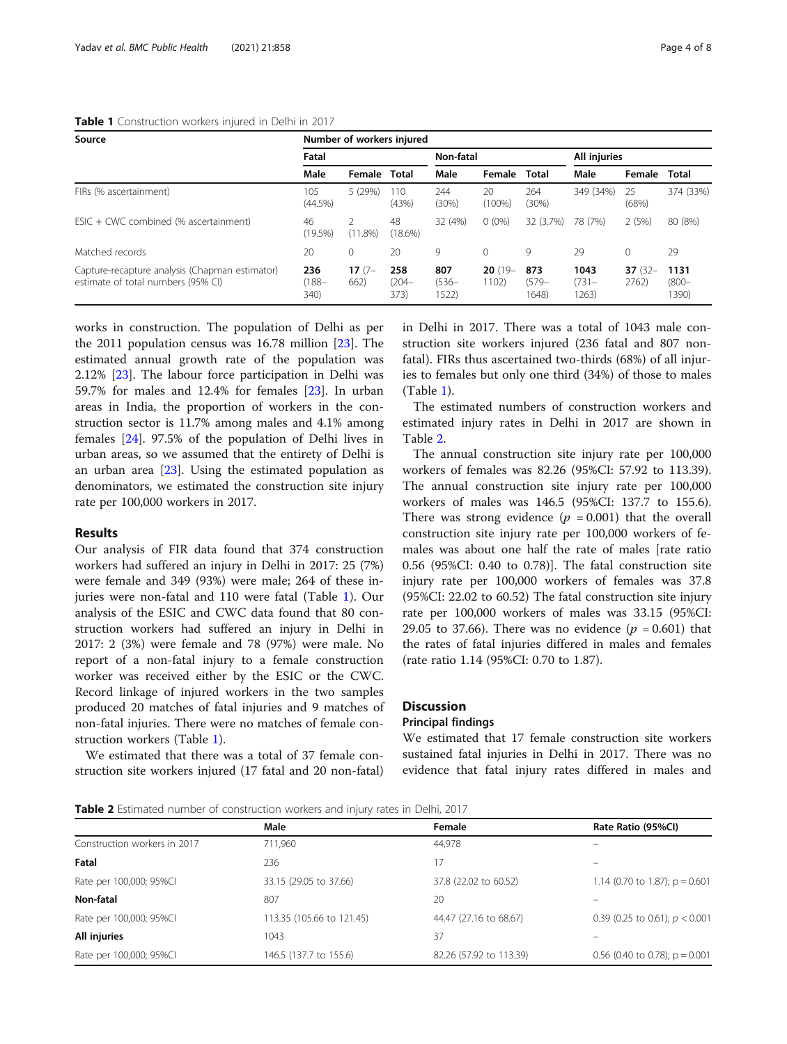**Table 1** Construction workers injured in Delhi in 2017

| Source | Number of workers injured | | | | | | | | |
|---|---|---|---|---|---|---|---|---|---|
| | Fatal | | | Non-fatal | | | All injuries | | |
| | Male | Female | Total | Male | Female | Total | Male | Female | Total |
| FIRs (% ascertainment) | 105 (44.5%) | 5 (29%) | 110 (43%) | 244 (30%) | 20 (100%) | 264 (30%) | 349 (34%) | 25 (68%) | 374 (33%) |
| ESIC + CWC combined (% ascertainment) | 46 (19.5%) | 2 (11.8%) | 48 (18.6%) | 32 (4%) | 0 (0%) | 32 (3.7%) | 78 (7%) | 2 (5%) | 80 (8%) |
| Matched records | 20 | 0 | 20 | 9 | 0 | 9 | 29 | 0 | 29 |
| Capture-recapture analysis (Chapman estimator) estimate of total numbers (95% CI) | **236** (188–340) | **17** (7–662) | **258** (204–373) | **807** (536–1522) | **20** (19–1102) | **873** (579–1648) | **1043** (731–1263) | **37** (32–2762) | **1131** (800–1390) |

works in construction. The population of Delhi as per the 2011 population census was 16.78 million [23]. The estimated annual growth rate of the population was 2.12% [23]. The labour force participation in Delhi was 59.7% for males and 12.4% for females [23]. In urban areas in India, the proportion of workers in the construction sector is 11.7% among males and 4.1% among females [24]. 97.5% of the population of Delhi lives in urban areas, so we assumed that the entirety of Delhi is an urban area [23]. Using the estimated population as denominators, we estimated the construction site injury rate per 100,000 workers in 2017.

## Results

Our analysis of FIR data found that 374 construction workers had suffered an injury in Delhi in 2017: 25 (7%) were female and 349 (93%) were male; 264 of these injuries were non-fatal and 110 were fatal (Table 1). Our analysis of the ESIC and CWC data found that 80 construction workers had suffered an injury in Delhi in 2017: 2 (3%) were female and 78 (97%) were male. No report of a non-fatal injury to a female construction worker was received either by the ESIC or the CWC. Record linkage of injured workers in the two samples produced 20 matches of fatal injuries and 9 matches of non-fatal injuries. There were no matches of female construction workers (Table 1).

We estimated that there was a total of 37 female construction site workers injured (17 fatal and 20 non-fatal) in Delhi in 2017. There was a total of 1043 male construction site workers injured (236 fatal and 807 non-fatal). FIRs thus ascertained two-thirds (68%) of all injuries to females but only one third (34%) of those to males (Table 1).

The estimated numbers of construction workers and estimated injury rates in Delhi in 2017 are shown in Table 2.

The annual construction site injury rate per 100,000 workers of females was 82.26 (95%CI: 57.92 to 113.39). The annual construction site injury rate per 100,000 workers of males was 146.5 (95%CI: 137.7 to 155.6). There was strong evidence ($p = 0.001$) that the overall construction site injury rate per 100,000 workers of females was about one half the rate of males [rate ratio 0.56 (95%CI: 0.40 to 0.78)]. The fatal construction site injury rate per 100,000 workers of females was 37.8 (95%CI: 22.02 to 60.52) The fatal construction site injury rate per 100,000 workers of males was 33.15 (95%CI: 29.05 to 37.66). There was no evidence ($p = 0.601$) that the rates of fatal injuries differed in males and females (rate ratio 1.14 (95%CI: 0.70 to 1.87).

## Discussion

### Principal findings

We estimated that 17 female construction site workers sustained fatal injuries in Delhi in 2017. There was no evidence that fatal injury rates differed in males and

**Table 2** Estimated number of construction workers and injury rates in Delhi, 2017

| | Male | Female | Rate Ratio (95%CI) |
|---|---|---|---|
| Construction workers in 2017 | 711,960 | 44,978 | – |
| **Fatal** | 236 | 17 | – |
| Rate per 100,000; 95%CI | 33.15 (29.05 to 37.66) | 37.8 (22.02 to 60.52) | 1.14 (0.70 to 1.87); p = 0.601 |
| **Non-fatal** | 807 | 20 | – |
| Rate per 100,000; 95%CI | 113.35 (105.66 to 121.45) | 44.47 (27.16 to 68.67) | 0.39 (0.25 to 0.61); $p < 0.001$ |
| **All injuries** | 1043 | 37 | – |
| Rate per 100,000; 95%CI | 146.5 (137.7 to 155.6) | 82.26 (57.92 to 113.39) | 0.56 (0.40 to 0.78); p = 0.001 |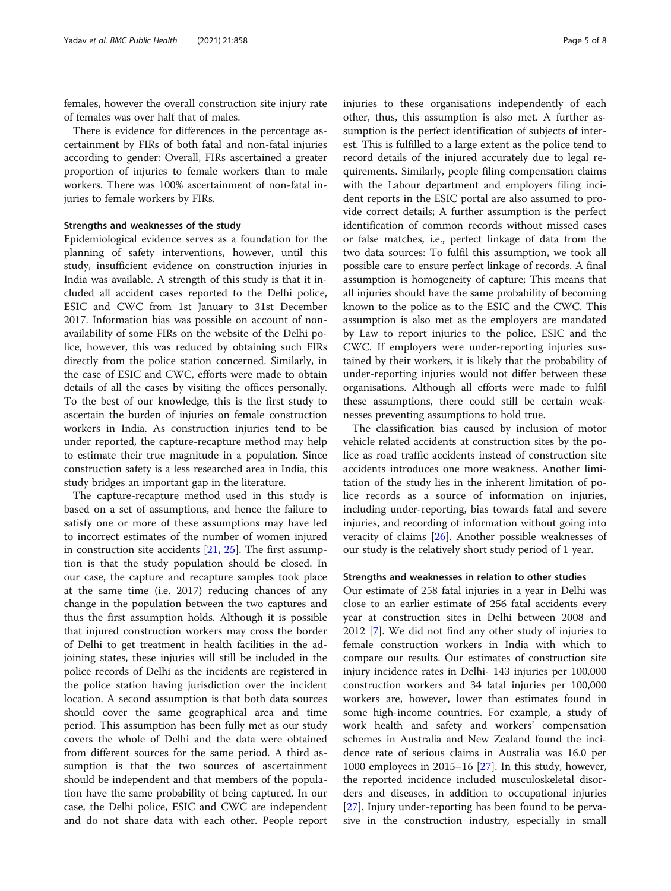females, however the overall construction site injury rate of females was over half that of males.

There is evidence for differences in the percentage ascertainment by FIRs of both fatal and non-fatal injuries according to gender: Overall, FIRs ascertained a greater proportion of injuries to female workers than to male workers. There was 100% ascertainment of non-fatal injuries to female workers by FIRs.

### Strengths and weaknesses of the study

Epidemiological evidence serves as a foundation for the planning of safety interventions, however, until this study, insufficient evidence on construction injuries in India was available. A strength of this study is that it included all accident cases reported to the Delhi police, ESIC and CWC from 1st January to 31st December 2017. Information bias was possible on account of non-availability of some FIRs on the website of the Delhi police, however, this was reduced by obtaining such FIRs directly from the police station concerned. Similarly, in the case of ESIC and CWC, efforts were made to obtain details of all the cases by visiting the offices personally. To the best of our knowledge, this is the first study to ascertain the burden of injuries on female construction workers in India. As construction injuries tend to be under reported, the capture-recapture method may help to estimate their true magnitude in a population. Since construction safety is a less researched area in India, this study bridges an important gap in the literature.

The capture-recapture method used in this study is based on a set of assumptions, and hence the failure to satisfy one or more of these assumptions may have led to incorrect estimates of the number of women injured in construction site accidents [21, 25]. The first assumption is that the study population should be closed. In our case, the capture and recapture samples took place at the same time (i.e. 2017) reducing chances of any change in the population between the two captures and thus the first assumption holds. Although it is possible that injured construction workers may cross the border of Delhi to get treatment in health facilities in the adjoining states, these injuries will still be included in the police records of Delhi as the incidents are registered in the police station having jurisdiction over the incident location. A second assumption is that both data sources should cover the same geographical area and time period. This assumption has been fully met as our study covers the whole of Delhi and the data were obtained from different sources for the same period. A third assumption is that the two sources of ascertainment should be independent and that members of the population have the same probability of being captured. In our case, the Delhi police, ESIC and CWC are independent and do not share data with each other. People report injuries to these organisations independently of each other, thus, this assumption is also met. A further assumption is the perfect identification of subjects of interest. This is fulfilled to a large extent as the police tend to record details of the injured accurately due to legal requirements. Similarly, people filing compensation claims with the Labour department and employers filing incident reports in the ESIC portal are also assumed to provide correct details; A further assumption is the perfect identification of common records without missed cases or false matches, i.e., perfect linkage of data from the two data sources: To fulfil this assumption, we took all possible care to ensure perfect linkage of records. A final assumption is homogeneity of capture; This means that all injuries should have the same probability of becoming known to the police as to the ESIC and the CWC. This assumption is also met as the employers are mandated by Law to report injuries to the police, ESIC and the CWC. If employers were under-reporting injuries sustained by their workers, it is likely that the probability of under-reporting injuries would not differ between these organisations. Although all efforts were made to fulfil these assumptions, there could still be certain weaknesses preventing assumptions to hold true.

The classification bias caused by inclusion of motor vehicle related accidents at construction sites by the police as road traffic accidents instead of construction site accidents introduces one more weakness. Another limitation of the study lies in the inherent limitation of police records as a source of information on injuries, including under-reporting, bias towards fatal and severe injuries, and recording of information without going into veracity of claims [26]. Another possible weaknesses of our study is the relatively short study period of 1 year.

### Strengths and weaknesses in relation to other studies

Our estimate of 258 fatal injuries in a year in Delhi was close to an earlier estimate of 256 fatal accidents every year at construction sites in Delhi between 2008 and 2012 [7]. We did not find any other study of injuries to female construction workers in India with which to compare our results. Our estimates of construction site injury incidence rates in Delhi- 143 injuries per 100,000 construction workers and 34 fatal injuries per 100,000 workers are, however, lower than estimates found in some high-income countries. For example, a study of work health and safety and workers' compensation schemes in Australia and New Zealand found the incidence rate of serious claims in Australia was 16.0 per 1000 employees in 2015–16 [27]. In this study, however, the reported incidence included musculoskeletal disorders and diseases, in addition to occupational injuries [27]. Injury under-reporting has been found to be pervasive in the construction industry, especially in small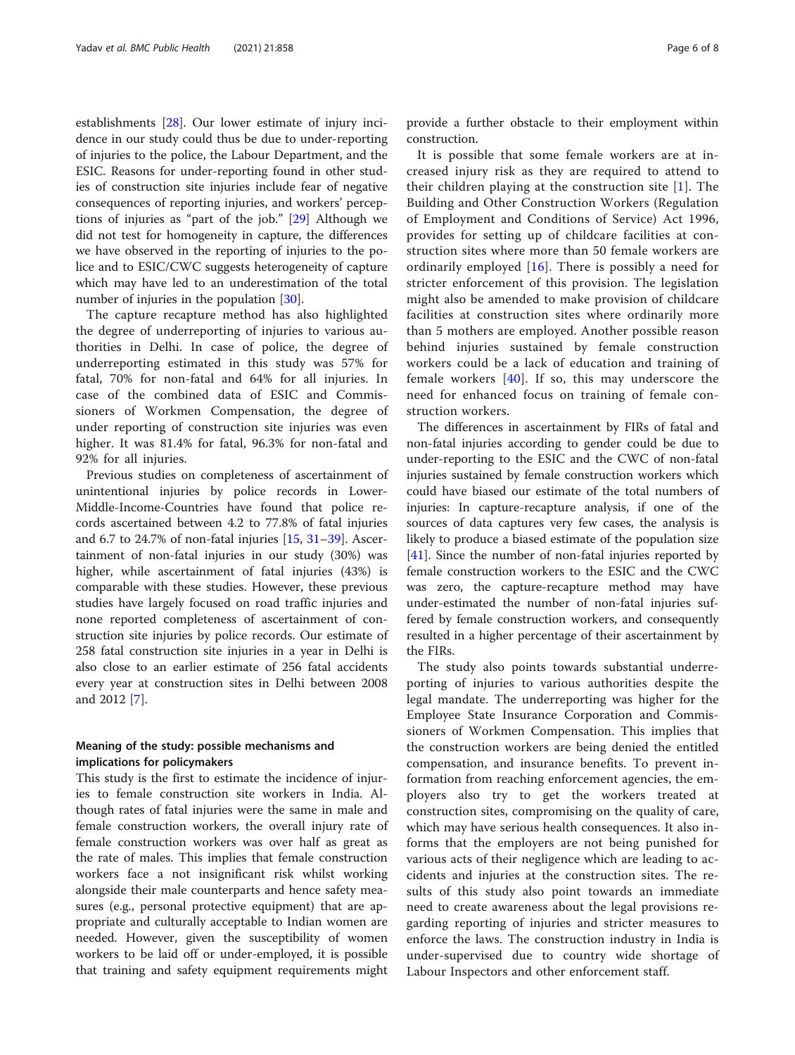establishments [28]. Our lower estimate of injury incidence in our study could thus be due to under-reporting of injuries to the police, the Labour Department, and the ESIC. Reasons for under-reporting found in other studies of construction site injuries include fear of negative consequences of reporting injuries, and workers' perceptions of injuries as "part of the job." [29] Although we did not test for homogeneity in capture, the differences we have observed in the reporting of injuries to the police and to ESIC/CWC suggests heterogeneity of capture which may have led to an underestimation of the total number of injuries in the population [30].

The capture recapture method has also highlighted the degree of underreporting of injuries to various authorities in Delhi. In case of police, the degree of underreporting estimated in this study was 57% for fatal, 70% for non-fatal and 64% for all injuries. In case of the combined data of ESIC and Commissioners of Workmen Compensation, the degree of under reporting of construction site injuries was even higher. It was 81.4% for fatal, 96.3% for non-fatal and 92% for all injuries.

Previous studies on completeness of ascertainment of unintentional injuries by police records in Lower-Middle-Income-Countries have found that police records ascertained between 4.2 to 77.8% of fatal injuries and 6.7 to 24.7% of non-fatal injuries [15, 31–39]. Ascertainment of non-fatal injuries in our study (30%) was higher, while ascertainment of fatal injuries (43%) is comparable with these studies. However, these previous studies have largely focused on road traffic injuries and none reported completeness of ascertainment of construction site injuries by police records. Our estimate of 258 fatal construction site injuries in a year in Delhi is also close to an earlier estimate of 256 fatal accidents every year at construction sites in Delhi between 2008 and 2012 [7].

### Meaning of the study: possible mechanisms and implications for policymakers

This study is the first to estimate the incidence of injuries to female construction site workers in India. Although rates of fatal injuries were the same in male and female construction workers, the overall injury rate of female construction workers was over half as great as the rate of males. This implies that female construction workers face a not insignificant risk whilst working alongside their male counterparts and hence safety measures (e.g., personal protective equipment) that are appropriate and culturally acceptable to Indian women are needed. However, given the susceptibility of women workers to be laid off or under-employed, it is possible that training and safety equipment requirements might provide a further obstacle to their employment within construction.

It is possible that some female workers are at increased injury risk as they are required to attend to their children playing at the construction site [1]. The Building and Other Construction Workers (Regulation of Employment and Conditions of Service) Act 1996, provides for setting up of childcare facilities at construction sites where more than 50 female workers are ordinarily employed [16]. There is possibly a need for stricter enforcement of this provision. The legislation might also be amended to make provision of childcare facilities at construction sites where ordinarily more than 5 mothers are employed. Another possible reason behind injuries sustained by female construction workers could be a lack of education and training of female workers [40]. If so, this may underscore the need for enhanced focus on training of female construction workers.

The differences in ascertainment by FIRs of fatal and non-fatal injuries according to gender could be due to under-reporting to the ESIC and the CWC of non-fatal injuries sustained by female construction workers which could have biased our estimate of the total numbers of injuries: In capture-recapture analysis, if one of the sources of data captures very few cases, the analysis is likely to produce a biased estimate of the population size [41]. Since the number of non-fatal injuries reported by female construction workers to the ESIC and the CWC was zero, the capture-recapture method may have under-estimated the number of non-fatal injuries suffered by female construction workers, and consequently resulted in a higher percentage of their ascertainment by the FIRs.

The study also points towards substantial underreporting of injuries to various authorities despite the legal mandate. The underreporting was higher for the Employee State Insurance Corporation and Commissioners of Workmen Compensation. This implies that the construction workers are being denied the entitled compensation, and insurance benefits. To prevent information from reaching enforcement agencies, the employers also try to get the workers treated at construction sites, compromising on the quality of care, which may have serious health consequences. It also informs that the employers are not being punished for various acts of their negligence which are leading to accidents and injuries at the construction sites. The results of this study also point towards an immediate need to create awareness about the legal provisions regarding reporting of injuries and stricter measures to enforce the laws. The construction industry in India is under-supervised due to country wide shortage of Labour Inspectors and other enforcement staff.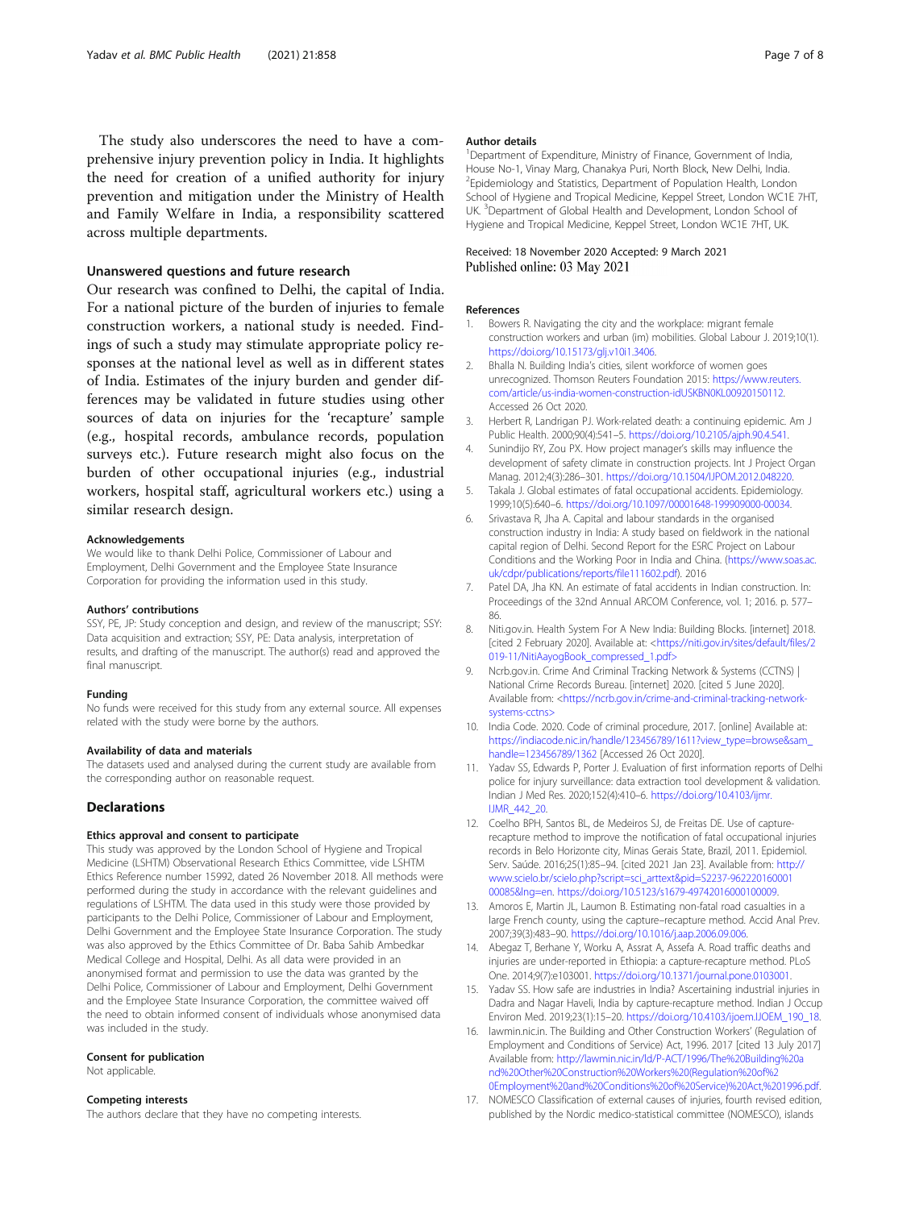The study also underscores the need to have a comprehensive injury prevention policy in India. It highlights the need for creation of a unified authority for injury prevention and mitigation under the Ministry of Health and Family Welfare in India, a responsibility scattered across multiple departments.

### Unanswered questions and future research

Our research was confined to Delhi, the capital of India. For a national picture of the burden of injuries to female construction workers, a national study is needed. Findings of such a study may stimulate appropriate policy responses at the national level as well as in different states of India. Estimates of the injury burden and gender differences may be validated in future studies using other sources of data on injuries for the 'recapture' sample (e.g., hospital records, ambulance records, population surveys etc.). Future research might also focus on the burden of other occupational injuries (e.g., industrial workers, hospital staff, agricultural workers etc.) using a similar research design.

#### Acknowledgements

We would like to thank Delhi Police, Commissioner of Labour and Employment, Delhi Government and the Employee State Insurance Corporation for providing the information used in this study.

#### Authors' contributions

SSY, PE, JP: Study conception and design, and review of the manuscript; SSY: Data acquisition and extraction; SSY, PE: Data analysis, interpretation of results, and drafting of the manuscript. The author(s) read and approved the final manuscript.

#### Funding

No funds were received for this study from any external source. All expenses related with the study were borne by the authors.

#### Availability of data and materials

The datasets used and analysed during the current study are available from the corresponding author on reasonable request.

## Declarations

#### Ethics approval and consent to participate

This study was approved by the London School of Hygiene and Tropical Medicine (LSHTM) Observational Research Ethics Committee, vide LSHTM Ethics Reference number 15992, dated 26 November 2018. All methods were performed during the study in accordance with the relevant guidelines and regulations of LSHTM. The data used in this study were those provided by participants to the Delhi Police, Commissioner of Labour and Employment, Delhi Government and the Employee State Insurance Corporation. The study was also approved by the Ethics Committee of Dr. Baba Sahib Ambedkar Medical College and Hospital, Delhi. As all data were provided in an anonymised format and permission to use the data was granted by the Delhi Police, Commissioner of Labour and Employment, Delhi Government and the Employee State Insurance Corporation, the committee waived off the need to obtain informed consent of individuals whose anonymised data was included in the study.

#### Consent for publication

Not applicable.

#### Competing interests

The authors declare that they have no competing interests.

#### Author details

[1]Department of Expenditure, Ministry of Finance, Government of India, House No-1, Vinay Marg, Chanakya Puri, North Block, New Delhi, India. [2]Epidemiology and Statistics, Department of Population Health, London School of Hygiene and Tropical Medicine, Keppel Street, London WC1E 7HT, UK. [3]Department of Global Health and Development, London School of Hygiene and Tropical Medicine, Keppel Street, London WC1E 7HT, UK.

Received: 18 November 2020 Accepted: 9 March 2021
Published online: 03 May 2021

#### References

1. Bowers R. Navigating the city and the workplace: migrant female construction workers and urban (im) mobilities. Global Labour J. 2019;10(1). https://doi.org/10.15173/glj.v10i1.3406.
2. Bhalla N. Building India's cities, silent workforce of women goes unrecognized. Thomson Reuters Foundation 2015: https://www.reuters.com/article/us-india-women-construction-idUSKBN0KL00920150112. Accessed 26 Oct 2020.
3. Herbert R, Landrigan PJ. Work-related death: a continuing epidemic. Am J Public Health. 2000;90(4):541–5. https://doi.org/10.2105/ajph.90.4.541.
4. Sunindijo RY, Zou PX. How project manager's skills may influence the development of safety climate in construction projects. Int J Project Organ Manag. 2012;4(3):286–301. https://doi.org/10.1504/IJPOM.2012.048220.
5. Takala J. Global estimates of fatal occupational accidents. Epidemiology. 1999;10(5):640–6. https://doi.org/10.1097/00001648-199909000-00034.
6. Srivastava R, Jha A. Capital and labour standards in the organised construction industry in India: A study based on fieldwork in the national capital region of Delhi. Second Report for the ESRC Project on Labour Conditions and the Working Poor in India and China. (https://www.soas.ac.uk/cdpr/publications/reports/file111602.pdf). 2016
7. Patel DA, Jha KN. An estimate of fatal accidents in Indian construction. In: Proceedings of the 32nd Annual ARCOM Conference, vol. 1; 2016. p. 577–86.
8. Niti.gov.in. Health System For A New India: Building Blocks. [internet] 2018. [cited 2 February 2020]. Available at: <https://niti.gov.in/sites/default/files/2019-11/NitiAayogBook_compressed_1.pdf>
9. Ncrb.gov.in. Crime And Criminal Tracking Network & Systems (CCTNS) | National Crime Records Bureau. [internet] 2020. [cited 5 June 2020]. Available from: <https://ncrb.gov.in/crime-and-criminal-tracking-network-systems-cctns>
10. India Code. 2020. Code of criminal procedure, 2017. [online] Available at: https://indiacode.nic.in/handle/123456789/1611?view_type=browse&sam_handle=123456789/1362 [Accessed 26 Oct 2020].
11. Yadav SS, Edwards P, Porter J. Evaluation of first information reports of Delhi police for injury surveillance: data extraction tool development & validation. Indian J Med Res. 2020;152(4):410–6. https://doi.org/10.4103/ijmr.IJMR_442_20.
12. Coelho BPH, Santos BL, de Medeiros SJ, de Freitas DE. Use of capture-recapture method to improve the notification of fatal occupational injuries records in Belo Horizonte city, Minas Gerais State, Brazil, 2011. Epidemiol. Serv. Saúde. 2016;25(1):85–94. [cited 2021 Jan 23]. Available from: http://www.scielo.br/scielo.php?script=sci_arttext&pid=S2237-96222016000100085&lng=en. https://doi.org/10.5123/s1679-49742016000100009.
13. Amoros E, Martin JL, Laumon B. Estimating non-fatal road casualties in a large French county, using the capture–recapture method. Accid Anal Prev. 2007;39(3):483–90. https://doi.org/10.1016/j.aap.2006.09.006.
14. Abegaz T, Berhane Y, Worku A, Assrat A, Assefa A. Road traffic deaths and injuries are under-reported in Ethiopia: a capture-recapture method. PLoS One. 2014;9(7):e103001. https://doi.org/10.1371/journal.pone.0103001.
15. Yadav SS. How safe are industries in India? Ascertaining industrial injuries in Dadra and Nagar Haveli, India by capture-recapture method. Indian J Occup Environ Med. 2019;23(1):15–20. https://doi.org/10.4103/ijoem.IJOEM_190_18.
16. lawmin.nic.in. The Building and Other Construction Workers' (Regulation of Employment and Conditions of Service) Act, 1996. 2017 [cited 13 July 2017] Available from: http://lawmin.nic.in/ld/P-ACT/1996/The%20Building%20and%20Other%20Construction%20Workers%20(Regulation%20of%20Employment%20and%20Conditions%20of%20Service)%20Act,%201996.pdf.
17. NOMESCO Classification of external causes of injuries, fourth revised edition, published by the Nordic medico-statistical committee (NOMESCO), islands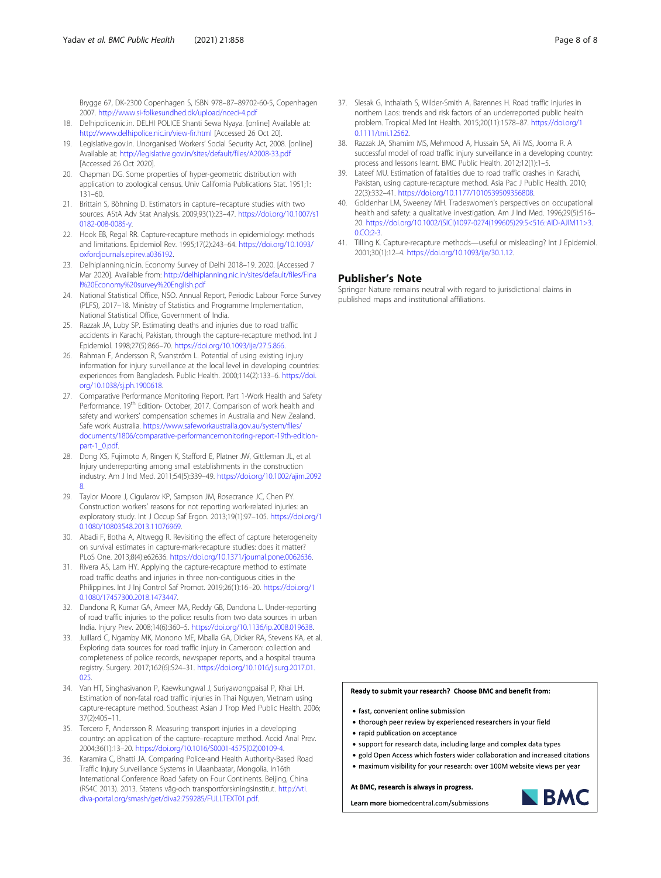Brygge 67, DK-2300 Copenhagen S, ISBN 978–87–89702-60-5, Copenhagen 2007. http://www.si-folkesundhed.dk/upload/nceci-4.pdf

18. Delhipolice.nic.in. DELHI POLICE Shanti Sewa Nyaya. [online] Available at: http://www.delhipolice.nic.in/view-fir.html [Accessed 26 Oct 20].
19. Legislative.gov.in. Unorganised Workers' Social Security Act, 2008. [online] Available at: http://legislative.gov.in/sites/default/files/A2008-33.pdf [Accessed 26 Oct 2020].
20. Chapman DG. Some properties of hyper-geometric distribution with application to zoological census. Univ California Publications Stat. 1951;1: 131–60.
21. Brittain S, Böhning D. Estimators in capture–recapture studies with two sources. AStA Adv Stat Analysis. 2009;93(1):23–47. https://doi.org/10.1007/s10182-008-0085-y.
22. Hook EB, Regal RR. Capture-recapture methods in epidemiology: methods and limitations. Epidemiol Rev. 1995;17(2):243–64. https://doi.org/10.1093/oxfordjournals.epirev.a036192.
23. Delhiplanning.nic.in. Economy Survey of Delhi 2018–19. 2020. [Accessed 7 Mar 2020]. Available from: http://delhiplanning.nic.in/sites/default/files/Final%20Economy%20survey%20English.pdf
24. National Statistical Office, NSO. Annual Report, Periodic Labour Force Survey (PLFS), 2017–18. Ministry of Statistics and Programme Implementation, National Statistical Office, Government of India.
25. Razzak JA, Luby SP. Estimating deaths and injuries due to road traffic accidents in Karachi, Pakistan, through the capture-recapture method. Int J Epidemiol. 1998;27(5):866–70. https://doi.org/10.1093/ije/27.5.866.
26. Rahman F, Andersson R, Svanström L. Potential of using existing injury information for injury surveillance at the local level in developing countries: experiences from Bangladesh. Public Health. 2000;114(2):133–6. https://doi.org/10.1038/sj.ph.1900618.
27. Comparative Performance Monitoring Report. Part 1-Work Health and Safety Performance. 19th Edition- October, 2017. Comparison of work health and safety and workers' compensation schemes in Australia and New Zealand. Safe work Australia. https://www.safeworkaustralia.gov.au/system/files/documents/1806/comparative-performancemonitoring-report-19th-edition-part-1_0.pdf.
28. Dong XS, Fujimoto A, Ringen K, Stafford E, Platner JW, Gittleman JL, et al. Injury underreporting among small establishments in the construction industry. Am J Ind Med. 2011;54(5):339–49. https://doi.org/10.1002/ajim.20928.
29. Taylor Moore J, Cigularov KP, Sampson JM, Rosecrance JC, Chen PY. Construction workers' reasons for not reporting work-related injuries: an exploratory study. Int J Occup Saf Ergon. 2013;19(1):97–105. https://doi.org/10.1080/10803548.2013.11076969.
30. Abadi F, Botha A, Altwegg R. Revisiting the effect of capture heterogeneity on survival estimates in capture-mark-recapture studies: does it matter? PLoS One. 2013;8(4):e62636. https://doi.org/10.1371/journal.pone.0062636.
31. Rivera AS, Lam HY. Applying the capture-recapture method to estimate road traffic deaths and injuries in three non-contiguous cities in the Philippines. Int J Inj Control Saf Promot. 2019;26(1):16–20. https://doi.org/10.1080/17457300.2018.1473447.
32. Dandona R, Kumar GA, Ameer MA, Reddy GB, Dandona L. Under-reporting of road traffic injuries to the police: results from two data sources in urban India. Injury Prev. 2008;14(6):360–5. https://doi.org/10.1136/ip.2008.019638.
33. Juillard C, Ngamby MK, Monono ME, Mballa GA, Dicker RA, Stevens KA, et al. Exploring data sources for road traffic injury in Cameroon: collection and completeness of police records, newspaper reports, and a hospital trauma registry. Surgery. 2017;162(6):S24–31. https://doi.org/10.1016/j.surg.2017.01.025.
34. Van HT, Singhasivanon P, Kaewkungwal J, Suriyawongpaisal P, Khai LH. Estimation of non-fatal road traffic injuries in Thai Nguyen, Vietnam using capture-recapture method. Southeast Asian J Trop Med Public Health. 2006; 37(2):405–11.
35. Tercero F, Andersson R. Measuring transport injuries in a developing country: an application of the capture–recapture method. Accid Anal Prev. 2004;36(1):13–20. https://doi.org/10.1016/S0001-4575(02)00109-4.
36. Karamira C, Bhatti JA. Comparing Police-and Health Authority-Based Road Traffic Injury Surveillance Systems in Ulaanbaatar, Mongolia. In16th International Conference Road Safety on Four Continents. Beijing, China (RS4C 2013). 2013. Statens väg-och transportforskningsinstitut. http://vti.diva-portal.org/smash/get/diva2:759285/FULLTEXT01.pdf.
37. Slesak G, Inthalath S, Wilder-Smith A, Barennes H. Road traffic injuries in northern Laos: trends and risk factors of an underreported public health problem. Tropical Med Int Health. 2015;20(11):1578–87. https://doi.org/10.1111/tmi.12562.
38. Razzak JA, Shamim MS, Mehmood A, Hussain SA, Ali MS, Jooma R. A successful model of road traffic injury surveillance in a developing country: process and lessons learnt. BMC Public Health. 2012;12(1):1–5.
39. Lateef MU. Estimation of fatalities due to road traffic crashes in Karachi, Pakistan, using capture-recapture method. Asia Pac J Public Health. 2010; 22(3):332–41. https://doi.org/10.1177/1010539509356808.
40. Goldenhar LM, Sweeney MH. Tradeswomen's perspectives on occupational health and safety: a qualitative investigation. Am J Ind Med. 1996;29(5):516–20. https://doi.org/10.1002/(SICI)1097-0274(199605)29:5<516::AID-AJIM11>3.0.CO;2-3.
41. Tilling K. Capture-recapture methods—useful or misleading? Int J Epidemiol. 2001;30(1):12–4. https://doi.org/10.1093/ije/30.1.12.

## Publisher's Note

Springer Nature remains neutral with regard to jurisdictional claims in published maps and institutional affiliations.

**Ready to submit your research? Choose BMC and benefit from:**

- fast, convenient online submission
- thorough peer review by experienced researchers in your field
- rapid publication on acceptance
- support for research data, including large and complex data types
- gold Open Access which fosters wider collaboration and increased citations
- maximum visibility for your research: over 100M website views per year

**At BMC, research is always in progress.**

**Learn more** biomedcentral.com/submissions